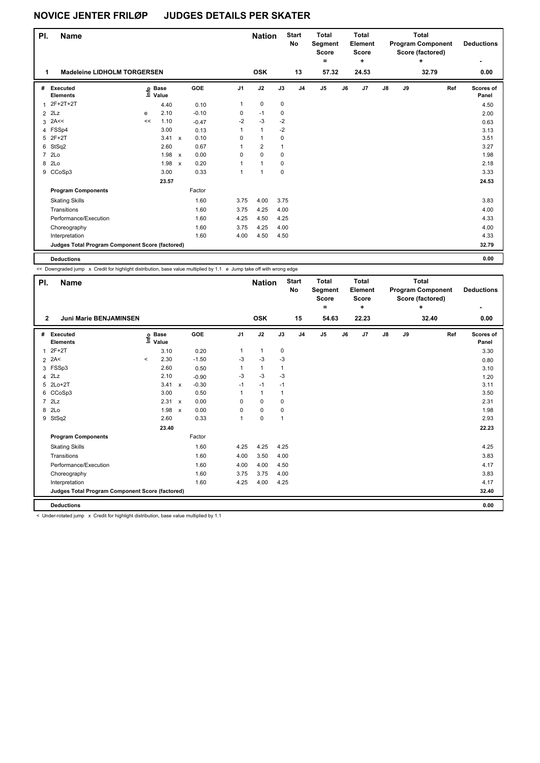# NOVICE JENTER FRILØP JUDGES DETAILS PER SKATER

| Pl. | Name | Nation | Start No | Total Segment Score = | Total Element Score + | Total Program Component Score (factored) + | Deductions - |
|---|---|---|---|---|---|---|---|
| 1 | Madeleine LIDHOLM TORGERSEN | OSK | 13 | 57.32 | 24.53 | 32.79 | 0.00 |

| # | Executed Elements | Info | Base Value | | GOE | J1 | J2 | J3 | J4 | J5 | J6 | J7 | J8 | J9 | Ref | Scores of Panel |
|---|---|---|---|---|---|---|---|---|---|---|---|---|---|---|---|---|
| 1 | 2F+2T+2T | | 4.40 | | 0.10 | 1 | 0 | 0 | | | | | | | | 4.50 |
| 2 | 2Lz | e | 2.10 | | -0.10 | 0 | -1 | 0 | | | | | | | | 2.00 |
| 3 | 2A<< | << | 1.10 | | -0.47 | -2 | -3 | -2 | | | | | | | | 0.63 |
| 4 | FSSp4 | | 3.00 | | 0.13 | 1 | 1 | -2 | | | | | | | | 3.13 |
| 5 | 2F+2T | | 3.41 | x | 0.10 | 0 | 1 | 0 | | | | | | | | 3.51 |
| 6 | StSq2 | | 2.60 | | 0.67 | 1 | 2 | 1 | | | | | | | | 3.27 |
| 7 | 2Lo | | 1.98 | x | 0.00 | 0 | 0 | 0 | | | | | | | | 1.98 |
| 8 | 2Lo | | 1.98 | x | 0.20 | 1 | 1 | 0 | | | | | | | | 2.18 |
| 9 | CCoSp3 | | 3.00 | | 0.33 | 1 | 1 | 0 | | | | | | | | 3.33 |
| | | | 23.57 | | | | | | | | | | | | | 24.53 |
| | **Program Components** | | | | Factor | | | | | | | | | | | |
| | Skating Skills | | | | 1.60 | 3.75 | 4.00 | 3.75 | | | | | | | | 3.83 |
| | Transitions | | | | 1.60 | 3.75 | 4.25 | 4.00 | | | | | | | | 4.00 |
| | Performance/Execution | | | | 1.60 | 4.25 | 4.50 | 4.25 | | | | | | | | 4.33 |
| | Choreography | | | | 1.60 | 3.75 | 4.25 | 4.00 | | | | | | | | 4.00 |
| | Interpretation | | | | 1.60 | 4.00 | 4.50 | 4.50 | | | | | | | | 4.33 |
| | **Judges Total Program Component Score (factored)** | | | | | | | | | | | | | | | 32.79 |
| | **Deductions** | | | | | | | | | | | | | | | 0.00 |

<< Downgraded jump x Credit for highlight distribution, base value multiplied by 1.1 e Jump take off with wrong edge

| Pl. | Name | Nation | Start No | Total Segment Score = | Total Element Score + | Total Program Component Score (factored) + | Deductions - |
|---|---|---|---|---|---|---|---|
| 2 | Juni Marie BENJAMINSEN | OSK | 15 | 54.63 | 22.23 | 32.40 | 0.00 |

| # | Executed Elements | Info | Base Value | | GOE | J1 | J2 | J3 | J4 | J5 | J6 | J7 | J8 | J9 | Ref | Scores of Panel |
|---|---|---|---|---|---|---|---|---|---|---|---|---|---|---|---|---|
| 1 | 2F+2T | | 3.10 | | 0.20 | 1 | 1 | 0 | | | | | | | | 3.30 |
| 2 | 2A< | < | 2.30 | | -1.50 | -3 | -3 | -3 | | | | | | | | 0.80 |
| 3 | FSSp3 | | 2.60 | | 0.50 | 1 | 1 | 1 | | | | | | | | 3.10 |
| 4 | 2Lz | | 2.10 | | -0.90 | -3 | -3 | -3 | | | | | | | | 1.20 |
| 5 | 2Lo+2T | | 3.41 | x | -0.30 | -1 | -1 | -1 | | | | | | | | 3.11 |
| 6 | CCoSp3 | | 3.00 | | 0.50 | 1 | 1 | 1 | | | | | | | | 3.50 |
| 7 | 2Lz | | 2.31 | x | 0.00 | 0 | 0 | 0 | | | | | | | | 2.31 |
| 8 | 2Lo | | 1.98 | x | 0.00 | 0 | 0 | 0 | | | | | | | | 1.98 |
| 9 | StSq2 | | 2.60 | | 0.33 | 1 | 0 | 1 | | | | | | | | 2.93 |
| | | | 23.40 | | | | | | | | | | | | | 22.23 |
| | **Program Components** | | | | Factor | | | | | | | | | | | |
| | Skating Skills | | | | 1.60 | 4.25 | 4.25 | 4.25 | | | | | | | | 4.25 |
| | Transitions | | | | 1.60 | 4.00 | 3.50 | 4.00 | | | | | | | | 3.83 |
| | Performance/Execution | | | | 1.60 | 4.00 | 4.00 | 4.50 | | | | | | | | 4.17 |
| | Choreography | | | | 1.60 | 3.75 | 3.75 | 4.00 | | | | | | | | 3.83 |
| | Interpretation | | | | 1.60 | 4.25 | 4.00 | 4.25 | | | | | | | | 4.17 |
| | **Judges Total Program Component Score (factored)** | | | | | | | | | | | | | | | 32.40 |
| | **Deductions** | | | | | | | | | | | | | | | 0.00 |

< Under-rotated jump x Credit for highlight distribution, base value multiplied by 1.1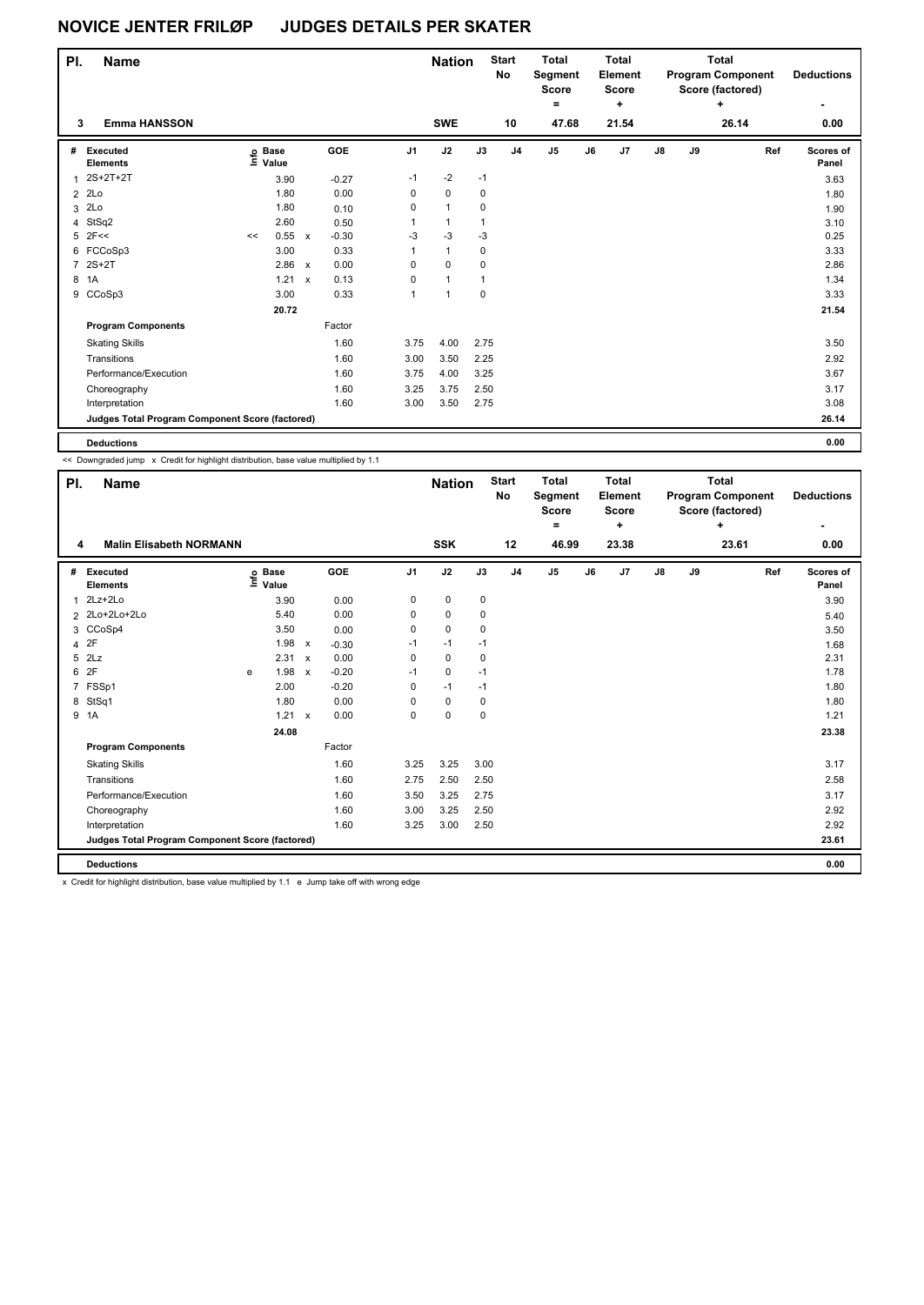# NOVICE JENTER FRILØP JUDGES DETAILS PER SKATER

| Pl. | Name | Nation | Start No | Total Segment Score = | Total Element Score + | Total Program Component Score (factored) + | Deductions - |
|---|---|---|---|---|---|---|---|
| 3 | Emma HANSSON | SWE | 10 | 47.68 | 21.54 | 26.14 | 0.00 |

| # | Executed Elements | Info | Base Value | | GOE | J1 | J2 | J3 | J4 | J5 | J6 | J7 | J8 | J9 | Ref | Scores of Panel |
|---|---|---|---|---|---|---|---|---|---|---|---|---|---|---|---|---|
| 1 | 2S+2T+2T | | 3.90 | | -0.27 | -1 | -2 | -1 | | | | | | | | 3.63 |
| 2 | 2Lo | | 1.80 | | 0.00 | 0 | 0 | 0 | | | | | | | | 1.80 |
| 3 | 2Lo | | 1.80 | | 0.10 | 0 | 1 | 0 | | | | | | | | 1.90 |
| 4 | StSq2 | | 2.60 | | 0.50 | 1 | 1 | 1 | | | | | | | | 3.10 |
| 5 | 2F<< | << | 0.55 | x | -0.30 | -3 | -3 | -3 | | | | | | | | 0.25 |
| 6 | FCCoSp3 | | 3.00 | | 0.33 | 1 | 1 | 0 | | | | | | | | 3.33 |
| 7 | 2S+2T | | 2.86 | x | 0.00 | 0 | 0 | 0 | | | | | | | | 2.86 |
| 8 | 1A | | 1.21 | x | 0.13 | 0 | 1 | 1 | | | | | | | | 1.34 |
| 9 | CCoSp3 | | 3.00 | | 0.33 | 1 | 1 | 0 | | | | | | | | 3.33 |
| | | | 20.72 | | | | | | | | | | | | | 21.54 |
| | **Program Components** | | | | Factor | | | | | | | | | | | |
| | Skating Skills | | | | 1.60 | 3.75 | 4.00 | 2.75 | | | | | | | | 3.50 |
| | Transitions | | | | 1.60 | 3.00 | 3.50 | 2.25 | | | | | | | | 2.92 |
| | Performance/Execution | | | | 1.60 | 3.75 | 4.00 | 3.25 | | | | | | | | 3.67 |
| | Choreography | | | | 1.60 | 3.25 | 3.75 | 2.50 | | | | | | | | 3.17 |
| | Interpretation | | | | 1.60 | 3.00 | 3.50 | 2.75 | | | | | | | | 3.08 |
| | **Judges Total Program Component Score (factored)** | | | | | | | | | | | | | | | 26.14 |
| | **Deductions** | | | | | | | | | | | | | | | 0.00 |

<< Downgraded jump x Credit for highlight distribution, base value multiplied by 1.1

| Pl. | Name | Nation | Start No | Total Segment Score = | Total Element Score + | Total Program Component Score (factored) + | Deductions - |
|---|---|---|---|---|---|---|---|
| 4 | Malin Elisabeth NORMANN | SSK | 12 | 46.99 | 23.38 | 23.61 | 0.00 |

| # | Executed Elements | Info | Base Value | | GOE | J1 | J2 | J3 | J4 | J5 | J6 | J7 | J8 | J9 | Ref | Scores of Panel |
|---|---|---|---|---|---|---|---|---|---|---|---|---|---|---|---|---|
| 1 | 2Lz+2Lo | | 3.90 | | 0.00 | 0 | 0 | 0 | | | | | | | | 3.90 |
| 2 | 2Lo+2Lo+2Lo | | 5.40 | | 0.00 | 0 | 0 | 0 | | | | | | | | 5.40 |
| 3 | CCoSp4 | | 3.50 | | 0.00 | 0 | 0 | 0 | | | | | | | | 3.50 |
| 4 | 2F | | 1.98 | x | -0.30 | -1 | -1 | -1 | | | | | | | | 1.68 |
| 5 | 2Lz | | 2.31 | x | 0.00 | 0 | 0 | 0 | | | | | | | | 2.31 |
| 6 | 2F | e | 1.98 | x | -0.20 | -1 | 0 | -1 | | | | | | | | 1.78 |
| 7 | FSSp1 | | 2.00 | | -0.20 | 0 | -1 | -1 | | | | | | | | 1.80 |
| 8 | StSq1 | | 1.80 | | 0.00 | 0 | 0 | 0 | | | | | | | | 1.80 |
| 9 | 1A | | 1.21 | x | 0.00 | 0 | 0 | 0 | | | | | | | | 1.21 |
| | | | 24.08 | | | | | | | | | | | | | 23.38 |
| | **Program Components** | | | | Factor | | | | | | | | | | | |
| | Skating Skills | | | | 1.60 | 3.25 | 3.25 | 3.00 | | | | | | | | 3.17 |
| | Transitions | | | | 1.60 | 2.75 | 2.50 | 2.50 | | | | | | | | 2.58 |
| | Performance/Execution | | | | 1.60 | 3.50 | 3.25 | 2.75 | | | | | | | | 3.17 |
| | Choreography | | | | 1.60 | 3.00 | 3.25 | 2.50 | | | | | | | | 2.92 |
| | Interpretation | | | | 1.60 | 3.25 | 3.00 | 2.50 | | | | | | | | 2.92 |
| | **Judges Total Program Component Score (factored)** | | | | | | | | | | | | | | | 23.61 |
| | **Deductions** | | | | | | | | | | | | | | | 0.00 |

x Credit for highlight distribution, base value multiplied by 1.1 e Jump take off with wrong edge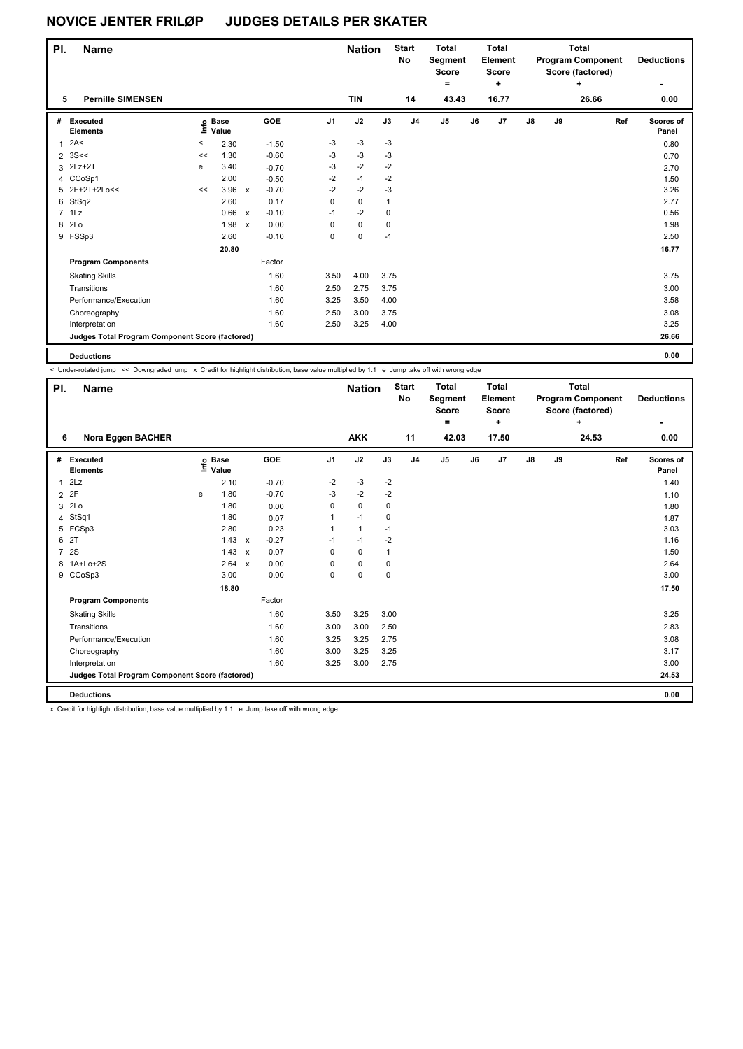# NOVICE JENTER FRILØP JUDGES DETAILS PER SKATER

| Pl. | Name | Nation | Start No | Total Segment Score = | Total Element Score + | Total Program Component Score (factored) + | Deductions - |
|---|---|---|---|---|---|---|---|
| 5 | Pernille SIMENSEN | TIN | 14 | 43.43 | 16.77 | 26.66 | 0.00 |

| # | Executed Elements | Info | Base Value | | GOE | J1 | J2 | J3 | J4 | J5 | J6 | J7 | J8 | J9 | Ref | Scores of Panel |
|---|---|---|---|---|---|---|---|---|---|---|---|---|---|---|---|---|
| 1 | 2A< | < | 2.30 | | -1.50 | -3 | -3 | -3 | | | | | | | | 0.80 |
| 2 | 3S<< | << | 1.30 | | -0.60 | -3 | -3 | -3 | | | | | | | | 0.70 |
| 3 | 2Lz+2T | e | 3.40 | | -0.70 | -3 | -2 | -2 | | | | | | | | 2.70 |
| 4 | CCoSp1 | | 2.00 | | -0.50 | -2 | -1 | -2 | | | | | | | | 1.50 |
| 5 | 2F+2T+2Lo<< | << | 3.96 | x | -0.70 | -2 | -2 | -3 | | | | | | | | 3.26 |
| 6 | StSq2 | | 2.60 | | 0.17 | 0 | 0 | 1 | | | | | | | | 2.77 |
| 7 | 1Lz | | 0.66 | x | -0.10 | -1 | -2 | 0 | | | | | | | | 0.56 |
| 8 | 2Lo | | 1.98 | x | 0.00 | 0 | 0 | 0 | | | | | | | | 1.98 |
| 9 | FSSp3 | | 2.60 | | -0.10 | 0 | 0 | -1 | | | | | | | | 2.50 |
| | | | 20.80 | | | | | | | | | | | | | 16.77 |
| | **Program Components** | | | | Factor | | | | | | | | | | | |
| | Skating Skills | | | | 1.60 | 3.50 | 4.00 | 3.75 | | | | | | | | 3.75 |
| | Transitions | | | | 1.60 | 2.50 | 2.75 | 3.75 | | | | | | | | 3.00 |
| | Performance/Execution | | | | 1.60 | 3.25 | 3.50 | 4.00 | | | | | | | | 3.58 |
| | Choreography | | | | 1.60 | 2.50 | 3.00 | 3.75 | | | | | | | | 3.08 |
| | Interpretation | | | | 1.60 | 2.50 | 3.25 | 4.00 | | | | | | | | 3.25 |
| | **Judges Total Program Component Score (factored)** | | | | | | | | | | | | | | | 26.66 |
| | **Deductions** | | | | | | | | | | | | | | | 0.00 |

< Under-rotated jump << Downgraded jump x Credit for highlight distribution, base value multiplied by 1.1 e Jump take off with wrong edge

| Pl. | Name | Nation | Start No | Total Segment Score = | Total Element Score + | Total Program Component Score (factored) + | Deductions - |
|---|---|---|---|---|---|---|---|
| 6 | Nora Eggen BACHER | AKK | 11 | 42.03 | 17.50 | 24.53 | 0.00 |

| # | Executed Elements | Info | Base Value | | GOE | J1 | J2 | J3 | J4 | J5 | J6 | J7 | J8 | J9 | Ref | Scores of Panel |
|---|---|---|---|---|---|---|---|---|---|---|---|---|---|---|---|---|
| 1 | 2Lz | | 2.10 | | -0.70 | -2 | -3 | -2 | | | | | | | | 1.40 |
| 2 | 2F | e | 1.80 | | -0.70 | -3 | -2 | -2 | | | | | | | | 1.10 |
| 3 | 2Lo | | 1.80 | | 0.00 | 0 | 0 | 0 | | | | | | | | 1.80 |
| 4 | StSq1 | | 1.80 | | 0.07 | 1 | -1 | 0 | | | | | | | | 1.87 |
| 5 | FCSp3 | | 2.80 | | 0.23 | 1 | 1 | -1 | | | | | | | | 3.03 |
| 6 | 2T | | 1.43 | x | -0.27 | -1 | -1 | -2 | | | | | | | | 1.16 |
| 7 | 2S | | 1.43 | x | 0.07 | 0 | 0 | 1 | | | | | | | | 1.50 |
| 8 | 1A+Lo+2S | | 2.64 | x | 0.00 | 0 | 0 | 0 | | | | | | | | 2.64 |
| 9 | CCoSp3 | | 3.00 | | 0.00 | 0 | 0 | 0 | | | | | | | | 3.00 |
| | | | 18.80 | | | | | | | | | | | | | 17.50 |
| | **Program Components** | | | | Factor | | | | | | | | | | | |
| | Skating Skills | | | | 1.60 | 3.50 | 3.25 | 3.00 | | | | | | | | 3.25 |
| | Transitions | | | | 1.60 | 3.00 | 3.00 | 2.50 | | | | | | | | 2.83 |
| | Performance/Execution | | | | 1.60 | 3.25 | 3.25 | 2.75 | | | | | | | | 3.08 |
| | Choreography | | | | 1.60 | 3.00 | 3.25 | 3.25 | | | | | | | | 3.17 |
| | Interpretation | | | | 1.60 | 3.25 | 3.00 | 2.75 | | | | | | | | 3.00 |
| | **Judges Total Program Component Score (factored)** | | | | | | | | | | | | | | | 24.53 |
| | **Deductions** | | | | | | | | | | | | | | | 0.00 |

x Credit for highlight distribution, base value multiplied by 1.1 e Jump take off with wrong edge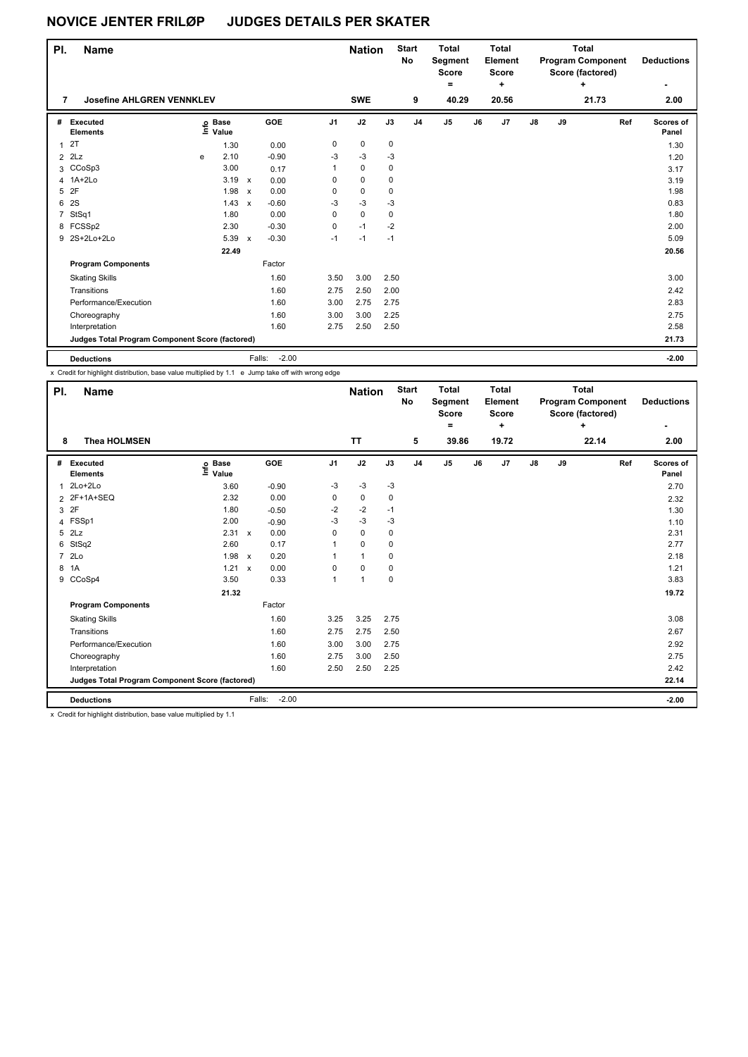# NOVICE JENTER FRILØP JUDGES DETAILS PER SKATER

| Pl. | Name | Nation | Start No | Total Segment Score = | Total Element Score + | Total Program Component Score (factored) + | Deductions - |
|---|---|---|---|---|---|---|---|
| 7 | Josefine AHLGREN VENNKLEV | SWE | 9 | 40.29 | 20.56 | 21.73 | 2.00 |

| # | Executed Elements | Info | Base Value | | GOE | J1 | J2 | J3 | J4 | J5 | J6 | J7 | J8 | J9 | Ref | Scores of Panel |
|---|---|---|---|---|---|---|---|---|---|---|---|---|---|---|---|---|
| 1 | 2T | | 1.30 | | 0.00 | 0 | 0 | 0 | | | | | | | | 1.30 |
| 2 | 2Lz | e | 2.10 | | -0.90 | -3 | -3 | -3 | | | | | | | | 1.20 |
| 3 | CCoSp3 | | 3.00 | | 0.17 | 1 | 0 | 0 | | | | | | | | 3.17 |
| 4 | 1A+2Lo | | 3.19 | x | 0.00 | 0 | 0 | 0 | | | | | | | | 3.19 |
| 5 | 2F | | 1.98 | x | 0.00 | 0 | 0 | 0 | | | | | | | | 1.98 |
| 6 | 2S | | 1.43 | x | -0.60 | -3 | -3 | -3 | | | | | | | | 0.83 |
| 7 | StSq1 | | 1.80 | | 0.00 | 0 | 0 | 0 | | | | | | | | 1.80 |
| 8 | FCSSp2 | | 2.30 | | -0.30 | 0 | -1 | -2 | | | | | | | | 2.00 |
| 9 | 2S+2Lo+2Lo | | 5.39 | x | -0.30 | -1 | -1 | -1 | | | | | | | | 5.09 |
| | | | 22.49 | | | | | | | | | | | | | 20.56 |
| | **Program Components** | | | | Factor | | | | | | | | | | | |
| | Skating Skills | | | | 1.60 | 3.50 | 3.00 | 2.50 | | | | | | | | 3.00 |
| | Transitions | | | | 1.60 | 2.75 | 2.50 | 2.00 | | | | | | | | 2.42 |
| | Performance/Execution | | | | 1.60 | 3.00 | 2.75 | 2.75 | | | | | | | | 2.83 |
| | Choreography | | | | 1.60 | 3.00 | 3.00 | 2.25 | | | | | | | | 2.75 |
| | Interpretation | | | | 1.60 | 2.75 | 2.50 | 2.50 | | | | | | | | 2.58 |
| | **Judges Total Program Component Score (factored)** | | | | | | | | | | | | | | | 21.73 |
| | **Deductions** | | | | Falls: -2.00 | | | | | | | | | | | -2.00 |

x Credit for highlight distribution, base value multiplied by 1.1 e Jump take off with wrong edge

| Pl. | Name | Nation | Start No | Total Segment Score = | Total Element Score + | Total Program Component Score (factored) + | Deductions - |
|---|---|---|---|---|---|---|---|
| 8 | Thea HOLMSEN | TT | 5 | 39.86 | 19.72 | 22.14 | 2.00 |

| # | Executed Elements | Info | Base Value | | GOE | J1 | J2 | J3 | J4 | J5 | J6 | J7 | J8 | J9 | Ref | Scores of Panel |
|---|---|---|---|---|---|---|---|---|---|---|---|---|---|---|---|---|
| 1 | 2Lo+2Lo | | 3.60 | | -0.90 | -3 | -3 | -3 | | | | | | | | 2.70 |
| 2 | 2F+1A+SEQ | | 2.32 | | 0.00 | 0 | 0 | 0 | | | | | | | | 2.32 |
| 3 | 2F | | 1.80 | | -0.50 | -2 | -2 | -1 | | | | | | | | 1.30 |
| 4 | FSSp1 | | 2.00 | | -0.90 | -3 | -3 | -3 | | | | | | | | 1.10 |
| 5 | 2Lz | | 2.31 | x | 0.00 | 0 | 0 | 0 | | | | | | | | 2.31 |
| 6 | StSq2 | | 2.60 | | 0.17 | 1 | 0 | 0 | | | | | | | | 2.77 |
| 7 | 2Lo | | 1.98 | x | 0.20 | 1 | 1 | 0 | | | | | | | | 2.18 |
| 8 | 1A | | 1.21 | x | 0.00 | 0 | 0 | 0 | | | | | | | | 1.21 |
| 9 | CCoSp4 | | 3.50 | | 0.33 | 1 | 1 | 0 | | | | | | | | 3.83 |
| | | | 21.32 | | | | | | | | | | | | | 19.72 |
| | **Program Components** | | | | Factor | | | | | | | | | | | |
| | Skating Skills | | | | 1.60 | 3.25 | 3.25 | 2.75 | | | | | | | | 3.08 |
| | Transitions | | | | 1.60 | 2.75 | 2.75 | 2.50 | | | | | | | | 2.67 |
| | Performance/Execution | | | | 1.60 | 3.00 | 3.00 | 2.75 | | | | | | | | 2.92 |
| | Choreography | | | | 1.60 | 2.75 | 3.00 | 2.50 | | | | | | | | 2.75 |
| | Interpretation | | | | 1.60 | 2.50 | 2.50 | 2.25 | | | | | | | | 2.42 |
| | **Judges Total Program Component Score (factored)** | | | | | | | | | | | | | | | 22.14 |
| | **Deductions** | | | | Falls: -2.00 | | | | | | | | | | | -2.00 |

x Credit for highlight distribution, base value multiplied by 1.1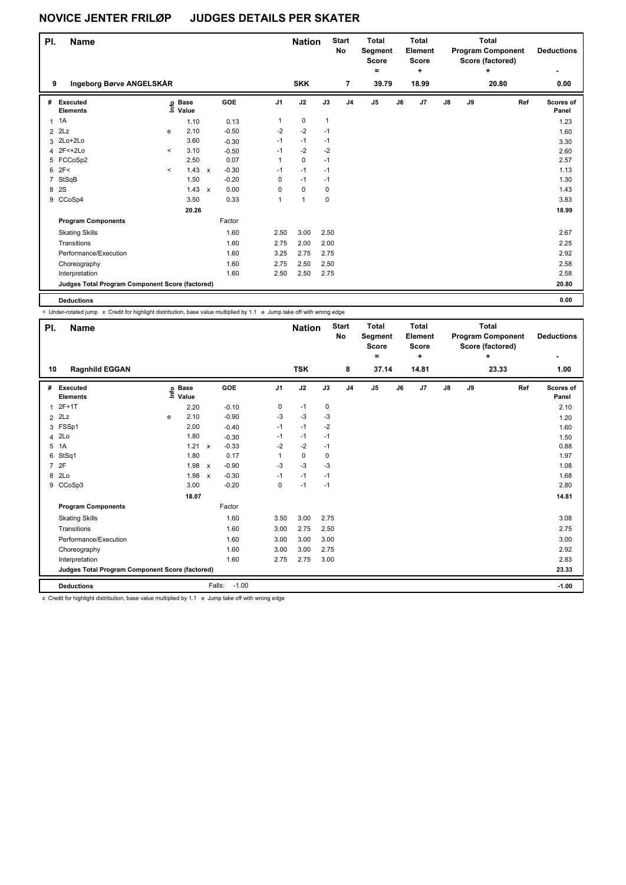# NOVICE JENTER FRILØP JUDGES DETAILS PER SKATER

| Pl. | Name | Nation | Start No | Total Segment Score = | Total Element Score + | Total Program Component Score (factored) + | Deductions - |
|---|---|---|---|---|---|---|---|
| 9 | Ingeborg Børve ANGELSKÅR | SKK | 7 | 39.79 | 18.99 | 20.80 | 0.00 |

| # | Executed Elements | Info | Base Value | | GOE | J1 | J2 | J3 | J4 | J5 | J6 | J7 | J8 | J9 | Ref | Scores of Panel |
|---|---|---|---|---|---|---|---|---|---|---|---|---|---|---|---|---|
| 1 | 1A | | 1.10 | | 0.13 | 1 | 0 | 1 | | | | | | | | 1.23 |
| 2 | 2Lz | e | 2.10 | | -0.50 | -2 | -2 | -1 | | | | | | | | 1.60 |
| 3 | 2Lo+2Lo | | 3.60 | | -0.30 | -1 | -1 | -1 | | | | | | | | 3.30 |
| 4 | 2F<+2Lo | < | 3.10 | | -0.50 | -1 | -2 | -2 | | | | | | | | 2.60 |
| 5 | FCCoSp2 | | 2.50 | | 0.07 | 1 | 0 | -1 | | | | | | | | 2.57 |
| 6 | 2F< | < | 1.43 | x | -0.30 | -1 | -1 | -1 | | | | | | | | 1.13 |
| 7 | StSqB | | 1.50 | | -0.20 | 0 | -1 | -1 | | | | | | | | 1.30 |
| 8 | 2S | | 1.43 | x | 0.00 | 0 | 0 | 0 | | | | | | | | 1.43 |
| 9 | CCoSp4 | | 3.50 | | 0.33 | 1 | 1 | 0 | | | | | | | | 3.83 |
| | | | 20.26 | | | | | | | | | | | | | 18.99 |
| | **Program Components** | | | | Factor | | | | | | | | | | | |
| | Skating Skills | | | | 1.60 | 2.50 | 3.00 | 2.50 | | | | | | | | 2.67 |
| | Transitions | | | | 1.60 | 2.75 | 2.00 | 2.00 | | | | | | | | 2.25 |
| | Performance/Execution | | | | 1.60 | 3.25 | 2.75 | 2.75 | | | | | | | | 2.92 |
| | Choreography | | | | 1.60 | 2.75 | 2.50 | 2.50 | | | | | | | | 2.58 |
| | Interpretation | | | | 1.60 | 2.50 | 2.50 | 2.75 | | | | | | | | 2.58 |
| | **Judges Total Program Component Score (factored)** | | | | | | | | | | | | | | | 20.80 |
| | **Deductions** | | | | | | | | | | | | | | | 0.00 |

< Under-rotated jump x Credit for highlight distribution, base value multiplied by 1.1 e Jump take off with wrong edge

| Pl. | Name | Nation | Start No | Total Segment Score = | Total Element Score + | Total Program Component Score (factored) + | Deductions - |
|---|---|---|---|---|---|---|---|
| 10 | Ragnhild EGGAN | TSK | 8 | 37.14 | 14.81 | 23.33 | 1.00 |

| # | Executed Elements | Info | Base Value | | GOE | J1 | J2 | J3 | J4 | J5 | J6 | J7 | J8 | J9 | Ref | Scores of Panel |
|---|---|---|---|---|---|---|---|---|---|---|---|---|---|---|---|---|
| 1 | 2F+1T | | 2.20 | | -0.10 | 0 | -1 | 0 | | | | | | | | 2.10 |
| 2 | 2Lz | e | 2.10 | | -0.90 | -3 | -3 | -3 | | | | | | | | 1.20 |
| 3 | FSSp1 | | 2.00 | | -0.40 | -1 | -1 | -2 | | | | | | | | 1.60 |
| 4 | 2Lo | | 1.80 | | -0.30 | -1 | -1 | -1 | | | | | | | | 1.50 |
| 5 | 1A | | 1.21 | x | -0.33 | -2 | -2 | -1 | | | | | | | | 0.88 |
| 6 | StSq1 | | 1.80 | | 0.17 | 1 | 0 | 0 | | | | | | | | 1.97 |
| 7 | 2F | | 1.98 | x | -0.90 | -3 | -3 | -3 | | | | | | | | 1.08 |
| 8 | 2Lo | | 1.98 | x | -0.30 | -1 | -1 | -1 | | | | | | | | 1.68 |
| 9 | CCoSp3 | | 3.00 | | -0.20 | 0 | -1 | -1 | | | | | | | | 2.80 |
| | | | 18.07 | | | | | | | | | | | | | 14.81 |
| | **Program Components** | | | | Factor | | | | | | | | | | | |
| | Skating Skills | | | | 1.60 | 3.50 | 3.00 | 2.75 | | | | | | | | 3.08 |
| | Transitions | | | | 1.60 | 3.00 | 2.75 | 2.50 | | | | | | | | 2.75 |
| | Performance/Execution | | | | 1.60 | 3.00 | 3.00 | 3.00 | | | | | | | | 3.00 |
| | Choreography | | | | 1.60 | 3.00 | 3.00 | 2.75 | | | | | | | | 2.92 |
| | Interpretation | | | | 1.60 | 2.75 | 2.75 | 3.00 | | | | | | | | 2.83 |
| | **Judges Total Program Component Score (factored)** | | | | | | | | | | | | | | | 23.33 |
| | **Deductions** | | | | Falls: -1.00 | | | | | | | | | | | -1.00 |

x Credit for highlight distribution, base value multiplied by 1.1 e Jump take off with wrong edge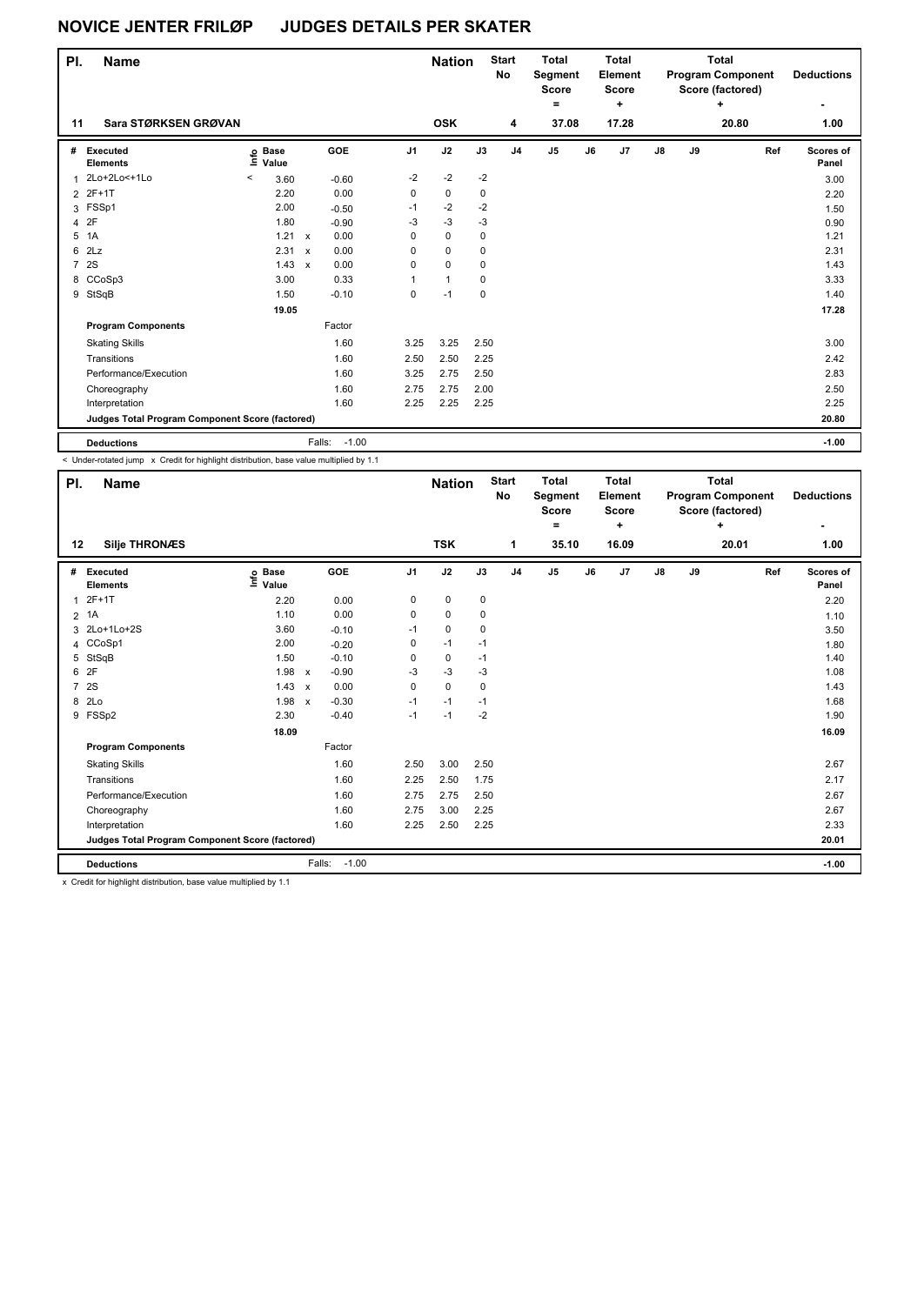# NOVICE JENTER FRILØP JUDGES DETAILS PER SKATER

| Pl. | Name | Nation | Start No | Total Segment Score = | Total Element Score + | Total Program Component Score (factored) + | Deductions - |
|---|---|---|---|---|---|---|---|
| 11 | Sara STØRKSEN GRØVAN | OSK | 4 | 37.08 | 17.28 | 20.80 | 1.00 |

| # | Executed Elements | Info | Base Value | | GOE | J1 | J2 | J3 | J4 | J5 | J6 | J7 | J8 | J9 | Ref | Scores of Panel |
|---|---|---|---|---|---|---|---|---|---|---|---|---|---|---|---|---|
| 1 | 2Lo+2Lo<+1Lo | < | 3.60 | | -0.60 | -2 | -2 | -2 | | | | | | | | 3.00 |
| 2 | 2F+1T | | 2.20 | | 0.00 | 0 | 0 | 0 | | | | | | | | 2.20 |
| 3 | FSSp1 | | 2.00 | | -0.50 | -1 | -2 | -2 | | | | | | | | 1.50 |
| 4 | 2F | | 1.80 | | -0.90 | -3 | -3 | -3 | | | | | | | | 0.90 |
| 5 | 1A | | 1.21 | x | 0.00 | 0 | 0 | 0 | | | | | | | | 1.21 |
| 6 | 2Lz | | 2.31 | x | 0.00 | 0 | 0 | 0 | | | | | | | | 2.31 |
| 7 | 2S | | 1.43 | x | 0.00 | 0 | 0 | 0 | | | | | | | | 1.43 |
| 8 | CCoSp3 | | 3.00 | | 0.33 | 1 | 1 | 0 | | | | | | | | 3.33 |
| 9 | StSqB | | 1.50 | | -0.10 | 0 | -1 | 0 | | | | | | | | 1.40 |
| | | | 19.05 | | | | | | | | | | | | | 17.28 |
| | **Program Components** | | | | Factor | | | | | | | | | | | |
| | Skating Skills | | | | 1.60 | 3.25 | 3.25 | 2.50 | | | | | | | | 3.00 |
| | Transitions | | | | 1.60 | 2.50 | 2.50 | 2.25 | | | | | | | | 2.42 |
| | Performance/Execution | | | | 1.60 | 3.25 | 2.75 | 2.50 | | | | | | | | 2.83 |
| | Choreography | | | | 1.60 | 2.75 | 2.75 | 2.00 | | | | | | | | 2.50 |
| | Interpretation | | | | 1.60 | 2.25 | 2.25 | 2.25 | | | | | | | | 2.25 |
| | **Judges Total Program Component Score (factored)** | | | | | | | | | | | | | | | 20.80 |
| | **Deductions** | | | | Falls: -1.00 | | | | | | | | | | | -1.00 |

< Under-rotated jump x Credit for highlight distribution, base value multiplied by 1.1

| Pl. | Name | Nation | Start No | Total Segment Score = | Total Element Score + | Total Program Component Score (factored) + | Deductions - |
|---|---|---|---|---|---|---|---|
| 12 | Silje THRONÆS | TSK | 1 | 35.10 | 16.09 | 20.01 | 1.00 |

| # | Executed Elements | Info | Base Value | | GOE | J1 | J2 | J3 | J4 | J5 | J6 | J7 | J8 | J9 | Ref | Scores of Panel |
|---|---|---|---|---|---|---|---|---|---|---|---|---|---|---|---|---|
| 1 | 2F+1T | | 2.20 | | 0.00 | 0 | 0 | 0 | | | | | | | | 2.20 |
| 2 | 1A | | 1.10 | | 0.00 | 0 | 0 | 0 | | | | | | | | 1.10 |
| 3 | 2Lo+1Lo+2S | | 3.60 | | -0.10 | -1 | 0 | 0 | | | | | | | | 3.50 |
| 4 | CCoSp1 | | 2.00 | | -0.20 | 0 | -1 | -1 | | | | | | | | 1.80 |
| 5 | StSqB | | 1.50 | | -0.10 | 0 | 0 | -1 | | | | | | | | 1.40 |
| 6 | 2F | | 1.98 | x | -0.90 | -3 | -3 | -3 | | | | | | | | 1.08 |
| 7 | 2S | | 1.43 | x | 0.00 | 0 | 0 | 0 | | | | | | | | 1.43 |
| 8 | 2Lo | | 1.98 | x | -0.30 | -1 | -1 | -1 | | | | | | | | 1.68 |
| 9 | FSSp2 | | 2.30 | | -0.40 | -1 | -1 | -2 | | | | | | | | 1.90 |
| | | | 18.09 | | | | | | | | | | | | | 16.09 |
| | **Program Components** | | | | Factor | | | | | | | | | | | |
| | Skating Skills | | | | 1.60 | 2.50 | 3.00 | 2.50 | | | | | | | | 2.67 |
| | Transitions | | | | 1.60 | 2.25 | 2.50 | 1.75 | | | | | | | | 2.17 |
| | Performance/Execution | | | | 1.60 | 2.75 | 2.75 | 2.50 | | | | | | | | 2.67 |
| | Choreography | | | | 1.60 | 2.75 | 3.00 | 2.25 | | | | | | | | 2.67 |
| | Interpretation | | | | 1.60 | 2.25 | 2.50 | 2.25 | | | | | | | | 2.33 |
| | **Judges Total Program Component Score (factored)** | | | | | | | | | | | | | | | 20.01 |
| | **Deductions** | | | | Falls: -1.00 | | | | | | | | | | | -1.00 |

x Credit for highlight distribution, base value multiplied by 1.1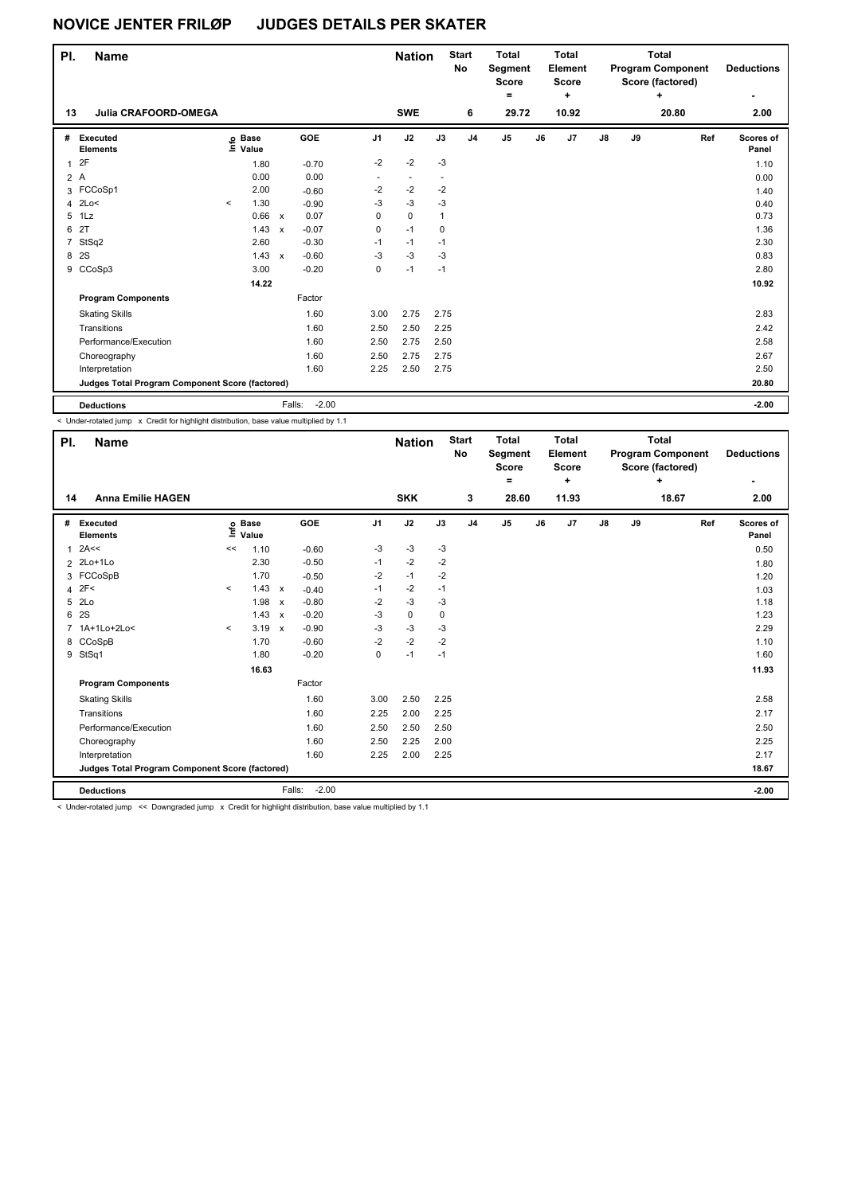# NOVICE JENTER FRILØP JUDGES DETAILS PER SKATER

| Pl. | Name | Nation | Start No | Total Segment Score = | Total Element Score + | Total Program Component Score (factored) + | Deductions - |
|---|---|---|---|---|---|---|---|
| 13 | Julia CRAFOORD-OMEGA | SWE | 6 | 29.72 | 10.92 | 20.80 | 2.00 |

| # | Executed Elements | Info | Base Value | | GOE | J1 | J2 | J3 | J4 | J5 | J6 | J7 | J8 | J9 | Ref | Scores of Panel |
|---|---|---|---|---|---|---|---|---|---|---|---|---|---|---|---|---|
| 1 | 2F | | 1.80 | | -0.70 | -2 | -2 | -3 | | | | | | | | 1.10 |
| 2 | A | | 0.00 | | 0.00 | - | - | - | | | | | | | | 0.00 |
| 3 | FCCoSp1 | | 2.00 | | -0.60 | -2 | -2 | -2 | | | | | | | | 1.40 |
| 4 | 2Lo< | < | 1.30 | | -0.90 | -3 | -3 | -3 | | | | | | | | 0.40 |
| 5 | 1Lz | | 0.66 | x | 0.07 | 0 | 0 | 1 | | | | | | | | 0.73 |
| 6 | 2T | | 1.43 | x | -0.07 | 0 | -1 | 0 | | | | | | | | 1.36 |
| 7 | StSq2 | | 2.60 | | -0.30 | -1 | -1 | -1 | | | | | | | | 2.30 |
| 8 | 2S | | 1.43 | x | -0.60 | -3 | -3 | -3 | | | | | | | | 0.83 |
| 9 | CCoSp3 | | 3.00 | | -0.20 | 0 | -1 | -1 | | | | | | | | 2.80 |
| | | | 14.22 | | | | | | | | | | | | | 10.92 |
| | **Program Components** | | | | Factor | | | | | | | | | | | |
| | Skating Skills | | | | 1.60 | 3.00 | 2.75 | 2.75 | | | | | | | | 2.83 |
| | Transitions | | | | 1.60 | 2.50 | 2.50 | 2.25 | | | | | | | | 2.42 |
| | Performance/Execution | | | | 1.60 | 2.50 | 2.75 | 2.50 | | | | | | | | 2.58 |
| | Choreography | | | | 1.60 | 2.50 | 2.75 | 2.75 | | | | | | | | 2.67 |
| | Interpretation | | | | 1.60 | 2.25 | 2.50 | 2.75 | | | | | | | | 2.50 |
| | **Judges Total Program Component Score (factored)** | | | | | | | | | | | | | | | 20.80 |
| | **Deductions** | | | | Falls: -2.00 | | | | | | | | | | | -2.00 |

< Under-rotated jump x Credit for highlight distribution, base value multiplied by 1.1

| Pl. | Name | Nation | Start No | Total Segment Score = | Total Element Score + | Total Program Component Score (factored) + | Deductions - |
|---|---|---|---|---|---|---|---|
| 14 | Anna Emilie HAGEN | SKK | 3 | 28.60 | 11.93 | 18.67 | 2.00 |

| # | Executed Elements | Info | Base Value | | GOE | J1 | J2 | J3 | J4 | J5 | J6 | J7 | J8 | J9 | Ref | Scores of Panel |
|---|---|---|---|---|---|---|---|---|---|---|---|---|---|---|---|---|
| 1 | 2A<< | << | 1.10 | | -0.60 | -3 | -3 | -3 | | | | | | | | 0.50 |
| 2 | 2Lo+1Lo | | 2.30 | | -0.50 | -1 | -2 | -2 | | | | | | | | 1.80 |
| 3 | FCCoSpB | | 1.70 | | -0.50 | -2 | -1 | -2 | | | | | | | | 1.20 |
| 4 | 2F< | < | 1.43 | x | -0.40 | -1 | -2 | -1 | | | | | | | | 1.03 |
| 5 | 2Lo | | 1.98 | x | -0.80 | -2 | -3 | -3 | | | | | | | | 1.18 |
| 6 | 2S | | 1.43 | x | -0.20 | -3 | 0 | 0 | | | | | | | | 1.23 |
| 7 | 1A+1Lo+2Lo< | < | 3.19 | x | -0.90 | -3 | -3 | -3 | | | | | | | | 2.29 |
| 8 | CCoSpB | | 1.70 | | -0.60 | -2 | -2 | -2 | | | | | | | | 1.10 |
| 9 | StSq1 | | 1.80 | | -0.20 | 0 | -1 | -1 | | | | | | | | 1.60 |
| | | | 16.63 | | | | | | | | | | | | | 11.93 |
| | **Program Components** | | | | Factor | | | | | | | | | | | |
| | Skating Skills | | | | 1.60 | 3.00 | 2.50 | 2.25 | | | | | | | | 2.58 |
| | Transitions | | | | 1.60 | 2.25 | 2.00 | 2.25 | | | | | | | | 2.17 |
| | Performance/Execution | | | | 1.60 | 2.50 | 2.50 | 2.50 | | | | | | | | 2.50 |
| | Choreography | | | | 1.60 | 2.50 | 2.25 | 2.00 | | | | | | | | 2.25 |
| | Interpretation | | | | 1.60 | 2.25 | 2.00 | 2.25 | | | | | | | | 2.17 |
| | **Judges Total Program Component Score (factored)** | | | | | | | | | | | | | | | 18.67 |
| | **Deductions** | | | | Falls: -2.00 | | | | | | | | | | | -2.00 |

< Under-rotated jump << Downgraded jump x Credit for highlight distribution, base value multiplied by 1.1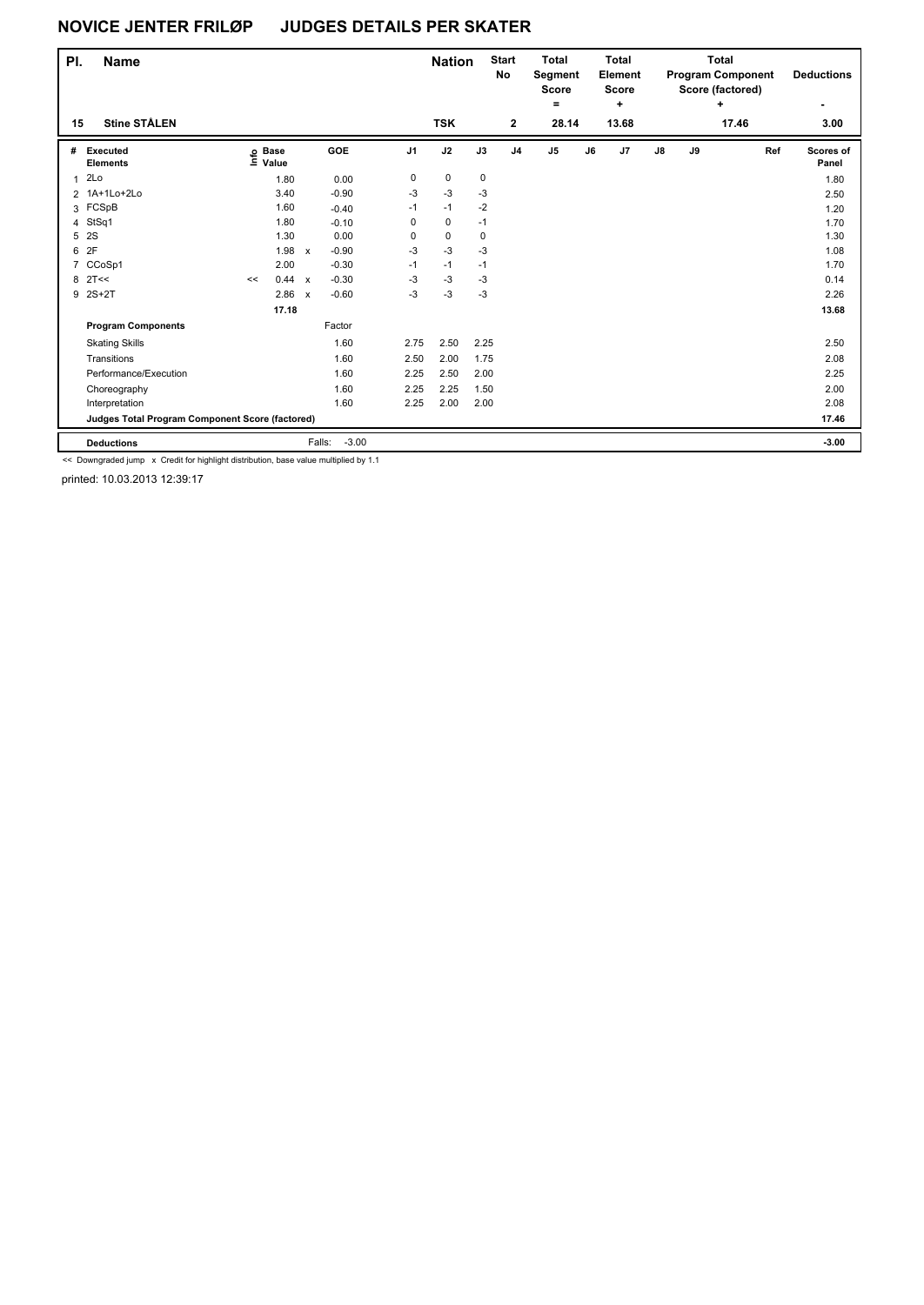# NOVICE JENTER FRILØP JUDGES DETAILS PER SKATER

| Pl. | Name | Nation | Start No | Total Segment Score = | Total Element Score + | Total Program Component Score (factored) + | Deductions - |
|---|---|---|---|---|---|---|---|
| 15 | Stine STÅLEN | TSK | 2 | 28.14 | 13.68 | 17.46 | 3.00 |

| # | Executed Elements | Info | Base Value | | GOE | J1 | J2 | J3 | J4 | J5 | J6 | J7 | J8 | J9 | Ref | Scores of Panel |
|---|---|---|---|---|---|---|---|---|---|---|---|---|---|---|---|---|
| 1 | 2Lo | | 1.80 | | 0.00 | 0 | 0 | 0 | | | | | | | | 1.80 |
| 2 | 1A+1Lo+2Lo | | 3.40 | | -0.90 | -3 | -3 | -3 | | | | | | | | 2.50 |
| 3 | FCSpB | | 1.60 | | -0.40 | -1 | -1 | -2 | | | | | | | | 1.20 |
| 4 | StSq1 | | 1.80 | | -0.10 | 0 | 0 | -1 | | | | | | | | 1.70 |
| 5 | 2S | | 1.30 | | 0.00 | 0 | 0 | 0 | | | | | | | | 1.30 |
| 6 | 2F | | 1.98 | x | -0.90 | -3 | -3 | -3 | | | | | | | | 1.08 |
| 7 | CCoSp1 | | 2.00 | | -0.30 | -1 | -1 | -1 | | | | | | | | 1.70 |
| 8 | 2T<< | << | 0.44 | x | -0.30 | -3 | -3 | -3 | | | | | | | | 0.14 |
| 9 | 2S+2T | | 2.86 | x | -0.60 | -3 | -3 | -3 | | | | | | | | 2.26 |
| | | | 17.18 | | | | | | | | | | | | | 13.68 |
| | **Program Components** | | | | Factor | | | | | | | | | | | |
| | Skating Skills | | | | 1.60 | 2.75 | 2.50 | 2.25 | | | | | | | | 2.50 |
| | Transitions | | | | 1.60 | 2.50 | 2.00 | 1.75 | | | | | | | | 2.08 |
| | Performance/Execution | | | | 1.60 | 2.25 | 2.50 | 2.00 | | | | | | | | 2.25 |
| | Choreography | | | | 1.60 | 2.25 | 2.25 | 1.50 | | | | | | | | 2.00 |
| | Interpretation | | | | 1.60 | 2.25 | 2.00 | 2.00 | | | | | | | | 2.08 |
| | **Judges Total Program Component Score (factored)** | | | | | | | | | | | | | | | 17.46 |
| | **Deductions** | | | Falls: | -3.00 | | | | | | | | | | | -3.00 |

<< Downgraded jump x Credit for highlight distribution, base value multiplied by 1.1

printed: 10.03.2013 12:39:17